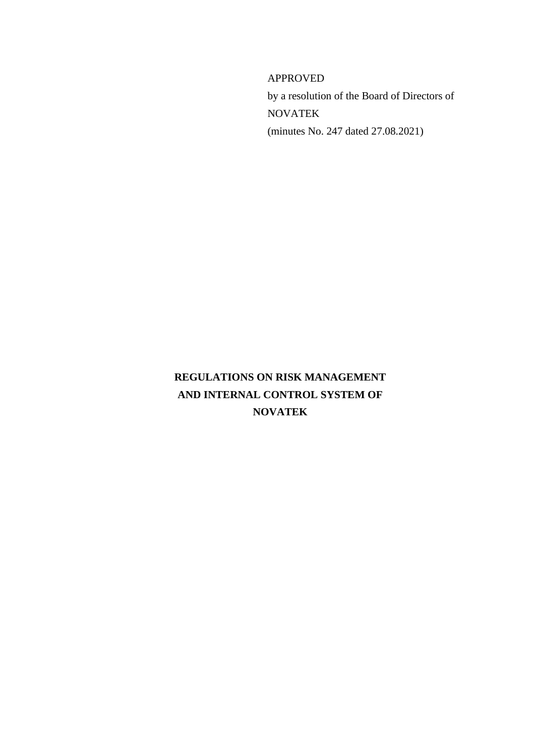APPROVED

by a resolution of the Board of Directors of NOVATEK

(minutes No. 247 dated 27.08.2021)

# REGULATIONS ON RISK MANAGEMENT AND INTERNAL CONTROL SYSTEM OF NOVATEK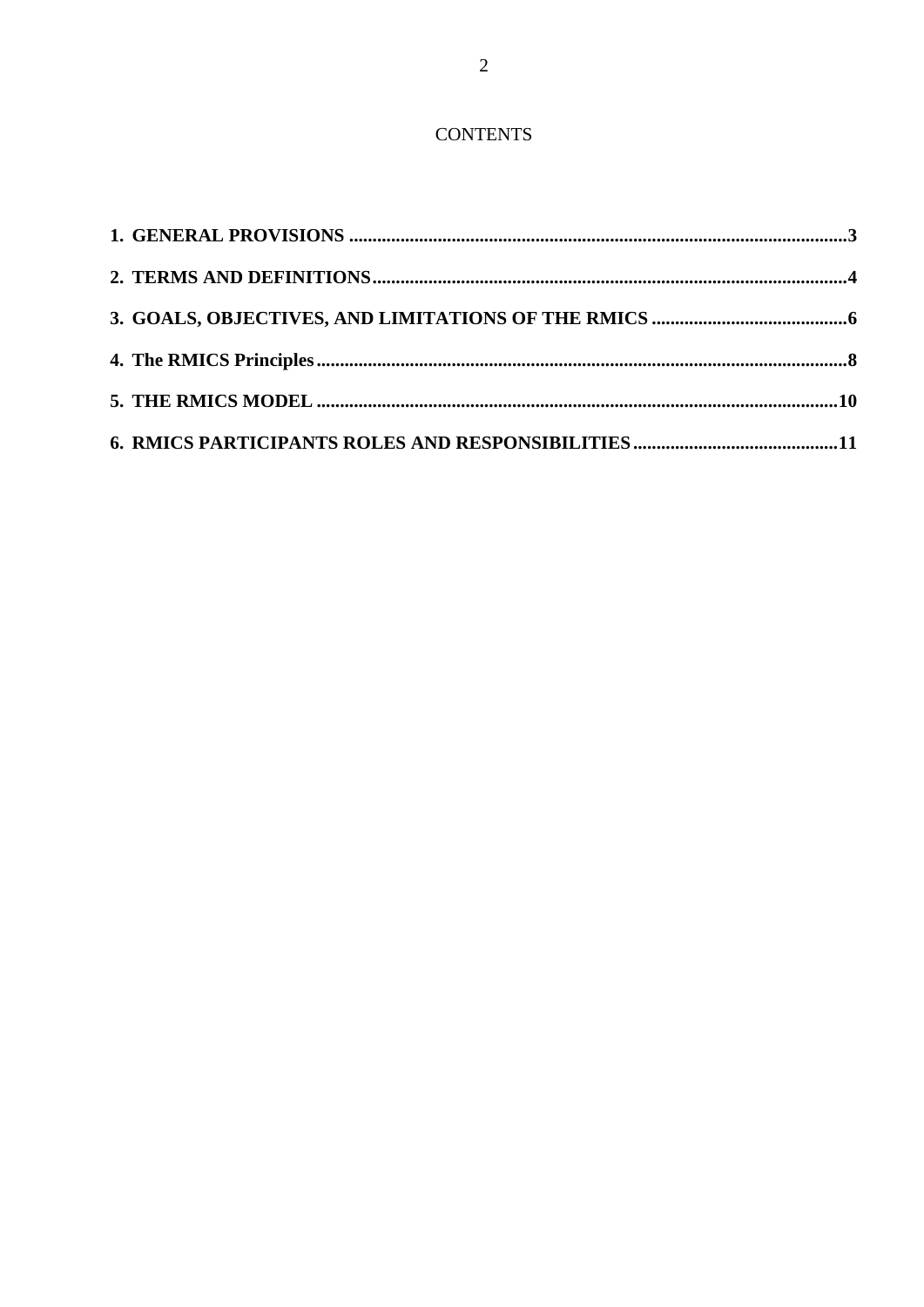# CONTENTS

**1. GENERAL PROVISIONS ..........3**

**2. TERMS AND DEFINITIONS..........4**

**3. GOALS, OBJECTIVES, AND LIMITATIONS OF THE RMICS ..........6**

**4. The RMICS Principles..........8**

**5. THE RMICS MODEL ..........10**

**6. RMICS PARTICIPANTS ROLES AND RESPONSIBILITIES..........11**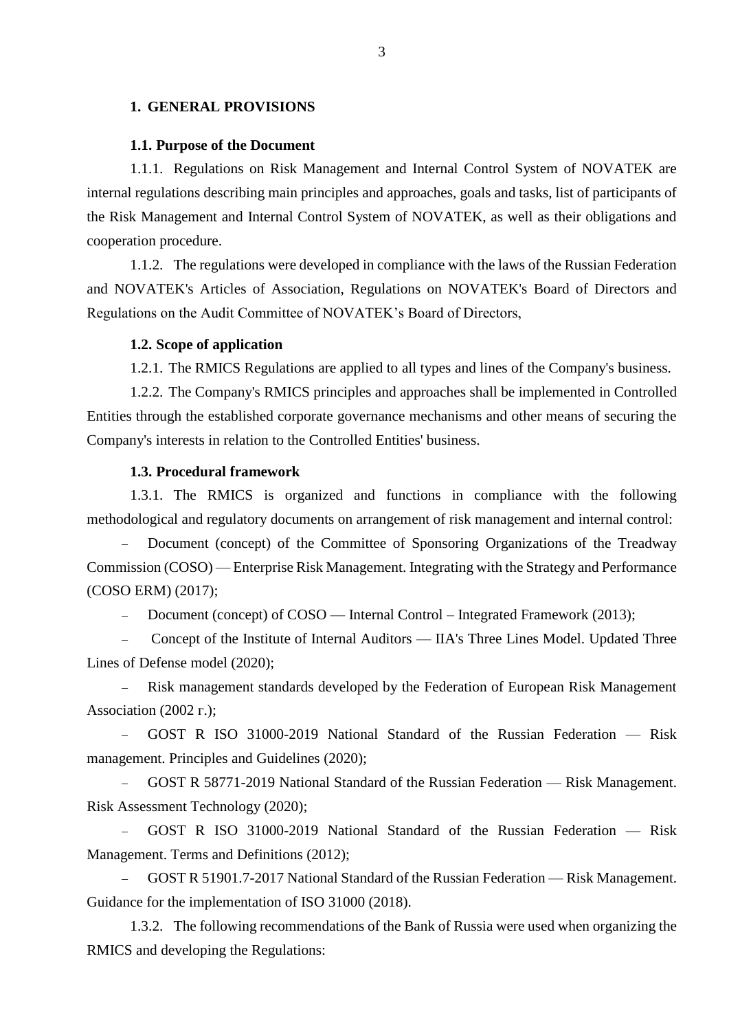# 1. GENERAL PROVISIONS

## 1.1. Purpose of the Document

1.1.1. Regulations on Risk Management and Internal Control System of NOVATEK are internal regulations describing main principles and approaches, goals and tasks, list of participants of the Risk Management and Internal Control System of NOVATEK, as well as their obligations and cooperation procedure.

1.1.2. The regulations were developed in compliance with the laws of the Russian Federation and NOVATEK's Articles of Association, Regulations on NOVATEK's Board of Directors and Regulations on the Audit Committee of NOVATEK's Board of Directors,

## 1.2. Scope of application

1.2.1. The RMICS Regulations are applied to all types and lines of the Company's business.

1.2.2. The Company's RMICS principles and approaches shall be implemented in Controlled Entities through the established corporate governance mechanisms and other means of securing the Company's interests in relation to the Controlled Entities' business.

## 1.3. Procedural framework

1.3.1. The RMICS is organized and functions in compliance with the following methodological and regulatory documents on arrangement of risk management and internal control:

- Document (concept) of the Committee of Sponsoring Organizations of the Treadway Commission (COSO) — Enterprise Risk Management. Integrating with the Strategy and Performance (COSO ERM) (2017);
- Document (concept) of COSO — Internal Control – Integrated Framework (2013);
- Concept of the Institute of Internal Auditors — IIA's Three Lines Model. Updated Three Lines of Defense model (2020);
- Risk management standards developed by the Federation of European Risk Management Association (2002 г.);
- GOST R ISO 31000-2019 National Standard of the Russian Federation — Risk management. Principles and Guidelines (2020);
- GOST R 58771-2019 National Standard of the Russian Federation — Risk Management. Risk Assessment Technology (2020);
- GOST R ISO 31000-2019 National Standard of the Russian Federation — Risk Management. Terms and Definitions (2012);
- GOST R 51901.7-2017 National Standard of the Russian Federation — Risk Management. Guidance for the implementation of ISO 31000 (2018).

1.3.2. The following recommendations of the Bank of Russia were used when organizing the RMICS and developing the Regulations: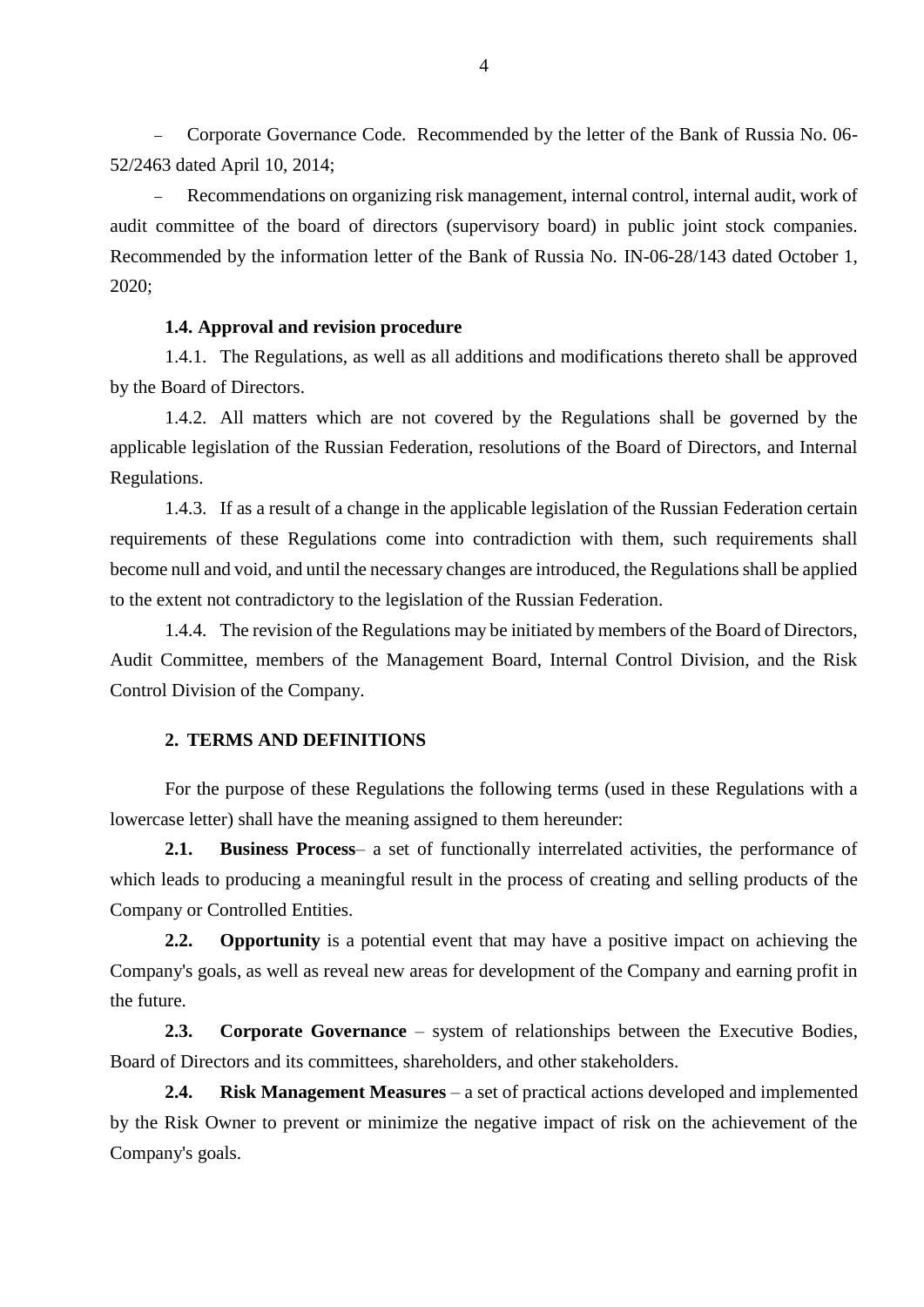- Corporate Governance Code. Recommended by the letter of the Bank of Russia No. 06-52/2463 dated April 10, 2014;
- Recommendations on organizing risk management, internal control, internal audit, work of audit committee of the board of directors (supervisory board) in public joint stock companies. Recommended by the information letter of the Bank of Russia No. IN-06-28/143 dated October 1, 2020;

### 1.4. Approval and revision procedure

1.4.1. The Regulations, as well as all additions and modifications thereto shall be approved by the Board of Directors.

1.4.2. All matters which are not covered by the Regulations shall be governed by the applicable legislation of the Russian Federation, resolutions of the Board of Directors, and Internal Regulations.

1.4.3. If as a result of a change in the applicable legislation of the Russian Federation certain requirements of these Regulations come into contradiction with them, such requirements shall become null and void, and until the necessary changes are introduced, the Regulations shall be applied to the extent not contradictory to the legislation of the Russian Federation.

1.4.4. The revision of the Regulations may be initiated by members of the Board of Directors, Audit Committee, members of the Management Board, Internal Control Division, and the Risk Control Division of the Company.

## 2. TERMS AND DEFINITIONS

For the purpose of these Regulations the following terms (used in these Regulations with a lowercase letter) shall have the meaning assigned to them hereunder:

**2.1. Business Process**– a set of functionally interrelated activities, the performance of which leads to producing a meaningful result in the process of creating and selling products of the Company or Controlled Entities.

**2.2. Opportunity** is a potential event that may have a positive impact on achieving the Company's goals, as well as reveal new areas for development of the Company and earning profit in the future.

**2.3. Corporate Governance** – system of relationships between the Executive Bodies, Board of Directors and its committees, shareholders, and other stakeholders.

**2.4. Risk Management Measures** – a set of practical actions developed and implemented by the Risk Owner to prevent or minimize the negative impact of risk on the achievement of the Company's goals.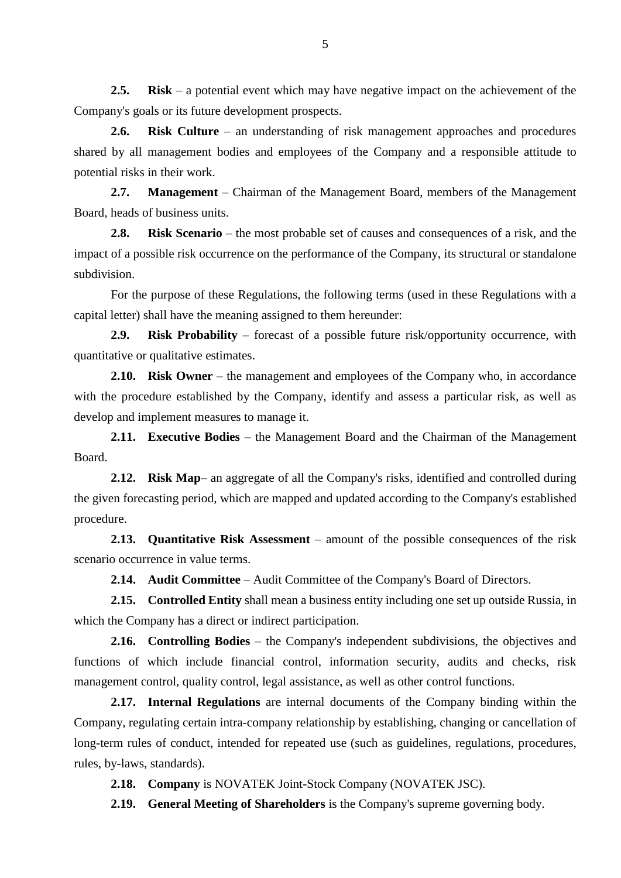**2.5.** **Risk** – a potential event which may have negative impact on the achievement of the Company's goals or its future development prospects.

**2.6.** **Risk Culture** – an understanding of risk management approaches and procedures shared by all management bodies and employees of the Company and a responsible attitude to potential risks in their work.

**2.7.** **Management** – Chairman of the Management Board, members of the Management Board, heads of business units.

**2.8.** **Risk Scenario** – the most probable set of causes and consequences of a risk, and the impact of a possible risk occurrence on the performance of the Company, its structural or standalone subdivision.

For the purpose of these Regulations, the following terms (used in these Regulations with a capital letter) shall have the meaning assigned to them hereunder:

**2.9.** **Risk Probability** – forecast of a possible future risk/opportunity occurrence, with quantitative or qualitative estimates.

**2.10.** **Risk Owner** – the management and employees of the Company who, in accordance with the procedure established by the Company, identify and assess a particular risk, as well as develop and implement measures to manage it.

**2.11.** **Executive Bodies** – the Management Board and the Chairman of the Management Board.

**2.12.** **Risk Map**– an aggregate of all the Company's risks, identified and controlled during the given forecasting period, which are mapped and updated according to the Company's established procedure.

**2.13.** **Quantitative Risk Assessment** – amount of the possible consequences of the risk scenario occurrence in value terms.

**2.14.** **Audit Committee** – Audit Committee of the Company's Board of Directors.

**2.15.** **Controlled Entity** shall mean a business entity including one set up outside Russia, in which the Company has a direct or indirect participation.

**2.16.** **Controlling Bodies** – the Company's independent subdivisions, the objectives and functions of which include financial control, information security, audits and checks, risk management control, quality control, legal assistance, as well as other control functions.

**2.17.** **Internal Regulations** are internal documents of the Company binding within the Company, regulating certain intra-company relationship by establishing, changing or cancellation of long-term rules of conduct, intended for repeated use (such as guidelines, regulations, procedures, rules, by-laws, standards).

**2.18.** **Company** is NOVATEK Joint-Stock Company (NOVATEK JSC).

**2.19.** **General Meeting of Shareholders** is the Company's supreme governing body.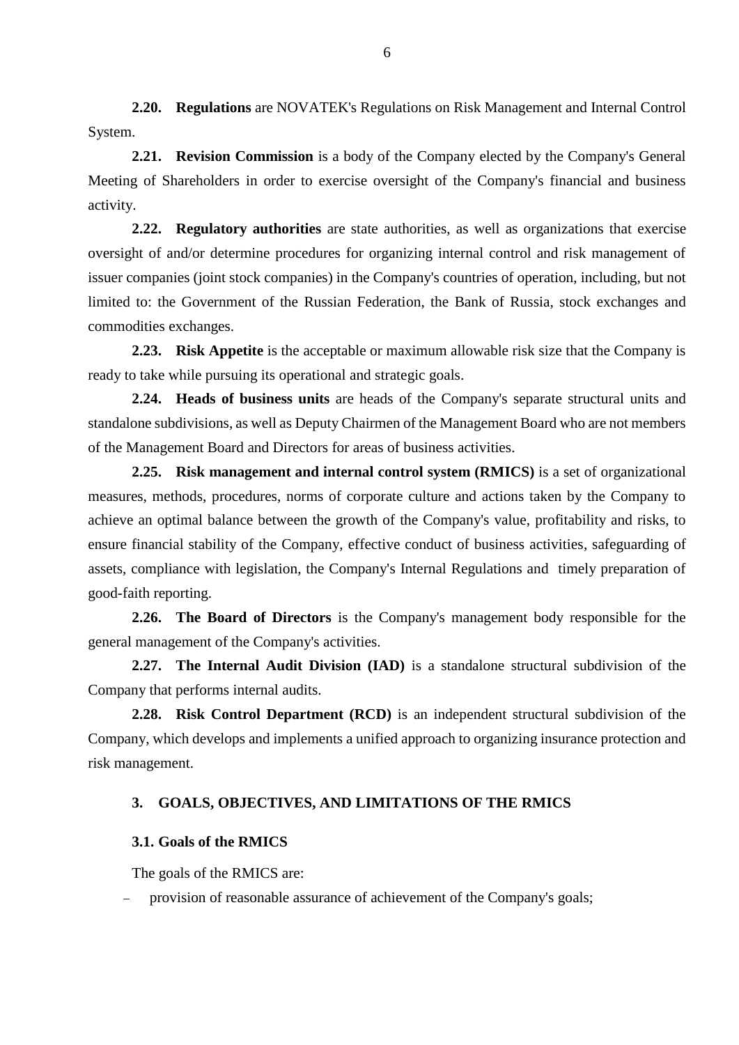**2.20. Regulations** are NOVATEK's Regulations on Risk Management and Internal Control System.

**2.21. Revision Commission** is a body of the Company elected by the Company's General Meeting of Shareholders in order to exercise oversight of the Company's financial and business activity.

**2.22. Regulatory authorities** are state authorities, as well as organizations that exercise oversight of and/or determine procedures for organizing internal control and risk management of issuer companies (joint stock companies) in the Company's countries of operation, including, but not limited to: the Government of the Russian Federation, the Bank of Russia, stock exchanges and commodities exchanges.

**2.23. Risk Appetite** is the acceptable or maximum allowable risk size that the Company is ready to take while pursuing its operational and strategic goals.

**2.24. Heads of business units** are heads of the Company's separate structural units and standalone subdivisions, as well as Deputy Chairmen of the Management Board who are not members of the Management Board and Directors for areas of business activities.

**2.25. Risk management and internal control system (RMICS)** is a set of organizational measures, methods, procedures, norms of corporate culture and actions taken by the Company to achieve an optimal balance between the growth of the Company's value, profitability and risks, to ensure financial stability of the Company, effective conduct of business activities, safeguarding of assets, compliance with legislation, the Company's Internal Regulations and timely preparation of good-faith reporting.

**2.26. The Board of Directors** is the Company's management body responsible for the general management of the Company's activities.

**2.27. The Internal Audit Division (IAD)** is a standalone structural subdivision of the Company that performs internal audits.

**2.28. Risk Control Department (RCD)** is an independent structural subdivision of the Company, which develops and implements a unified approach to organizing insurance protection and risk management.

## 3. GOALS, OBJECTIVES, AND LIMITATIONS OF THE RMICS

### 3.1. Goals of the RMICS

The goals of the RMICS are:

- provision of reasonable assurance of achievement of the Company's goals;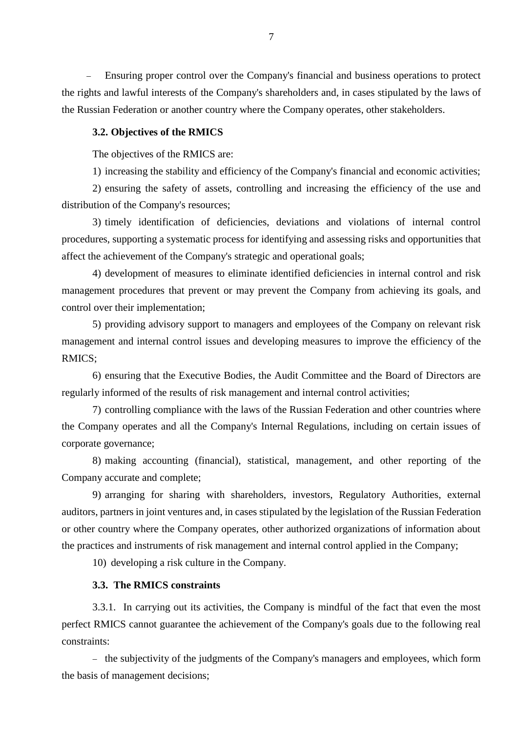– Ensuring proper control over the Company's financial and business operations to protect the rights and lawful interests of the Company's shareholders and, in cases stipulated by the laws of the Russian Federation or another country where the Company operates, other stakeholders.

### 3.2. Objectives of the RMICS

The objectives of the RMICS are:

1) increasing the stability and efficiency of the Company's financial and economic activities;

2) ensuring the safety of assets, controlling and increasing the efficiency of the use and distribution of the Company's resources;

3) timely identification of deficiencies, deviations and violations of internal control procedures, supporting a systematic process for identifying and assessing risks and opportunities that affect the achievement of the Company's strategic and operational goals;

4) development of measures to eliminate identified deficiencies in internal control and risk management procedures that prevent or may prevent the Company from achieving its goals, and control over their implementation;

5) providing advisory support to managers and employees of the Company on relevant risk management and internal control issues and developing measures to improve the efficiency of the RMICS;

6) ensuring that the Executive Bodies, the Audit Committee and the Board of Directors are regularly informed of the results of risk management and internal control activities;

7) controlling compliance with the laws of the Russian Federation and other countries where the Company operates and all the Company's Internal Regulations, including on certain issues of corporate governance;

8) making accounting (financial), statistical, management, and other reporting of the Company accurate and complete;

9) arranging for sharing with shareholders, investors, Regulatory Authorities, external auditors, partners in joint ventures and, in cases stipulated by the legislation of the Russian Federation or other country where the Company operates, other authorized organizations of information about the practices and instruments of risk management and internal control applied in the Company;

10) developing a risk culture in the Company.

### 3.3. The RMICS constraints

3.3.1. In carrying out its activities, the Company is mindful of the fact that even the most perfect RMICS cannot guarantee the achievement of the Company's goals due to the following real constraints:

– the subjectivity of the judgments of the Company's managers and employees, which form the basis of management decisions;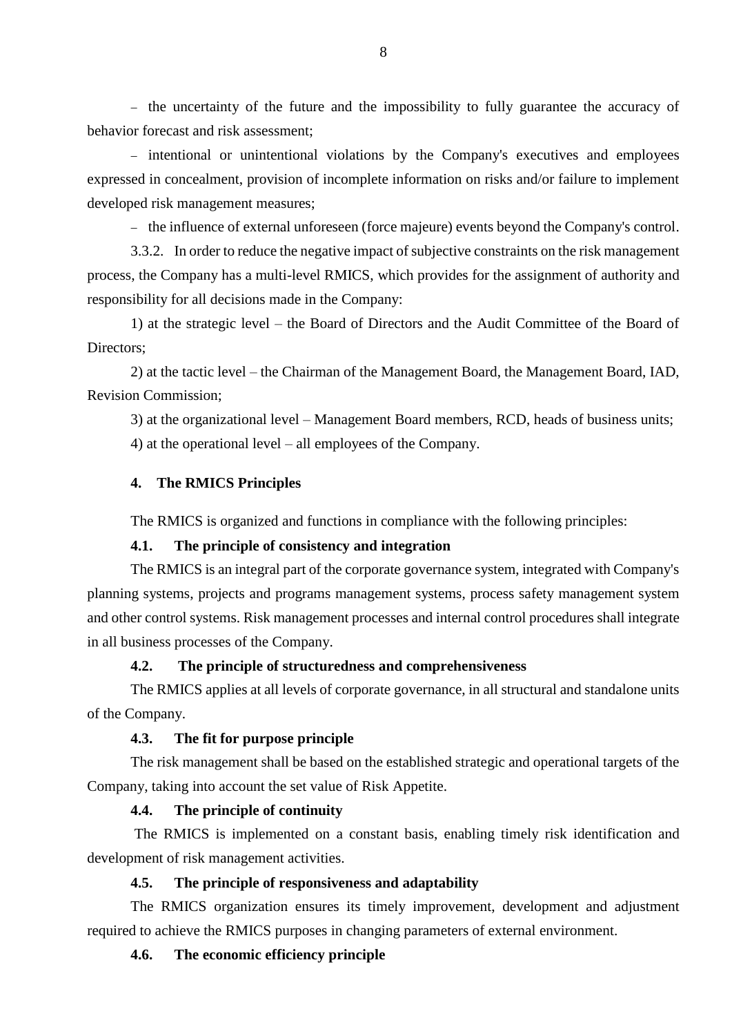– the uncertainty of the future and the impossibility to fully guarantee the accuracy of behavior forecast and risk assessment;

– intentional or unintentional violations by the Company's executives and employees expressed in concealment, provision of incomplete information on risks and/or failure to implement developed risk management measures;

– the influence of external unforeseen (force majeure) events beyond the Company's control.

3.3.2. In order to reduce the negative impact of subjective constraints on the risk management process, the Company has a multi-level RMICS, which provides for the assignment of authority and responsibility for all decisions made in the Company:

1) at the strategic level – the Board of Directors and the Audit Committee of the Board of Directors;

2) at the tactic level – the Chairman of the Management Board, the Management Board, IAD, Revision Commission;

3) at the organizational level – Management Board members, RCD, heads of business units;

4) at the operational level – all employees of the Company.

## 4. The RMICS Principles

The RMICS is organized and functions in compliance with the following principles:

### 4.1. The principle of consistency and integration

The RMICS is an integral part of the corporate governance system, integrated with Company's planning systems, projects and programs management systems, process safety management system and other control systems. Risk management processes and internal control procedures shall integrate in all business processes of the Company.

### 4.2. The principle of structuredness and comprehensiveness

The RMICS applies at all levels of corporate governance, in all structural and standalone units of the Company.

### 4.3. The fit for purpose principle

The risk management shall be based on the established strategic and operational targets of the Company, taking into account the set value of Risk Appetite.

### 4.4. The principle of continuity

The RMICS is implemented on a constant basis, enabling timely risk identification and development of risk management activities.

### 4.5. The principle of responsiveness and adaptability

The RMICS organization ensures its timely improvement, development and adjustment required to achieve the RMICS purposes in changing parameters of external environment.

### 4.6. The economic efficiency principle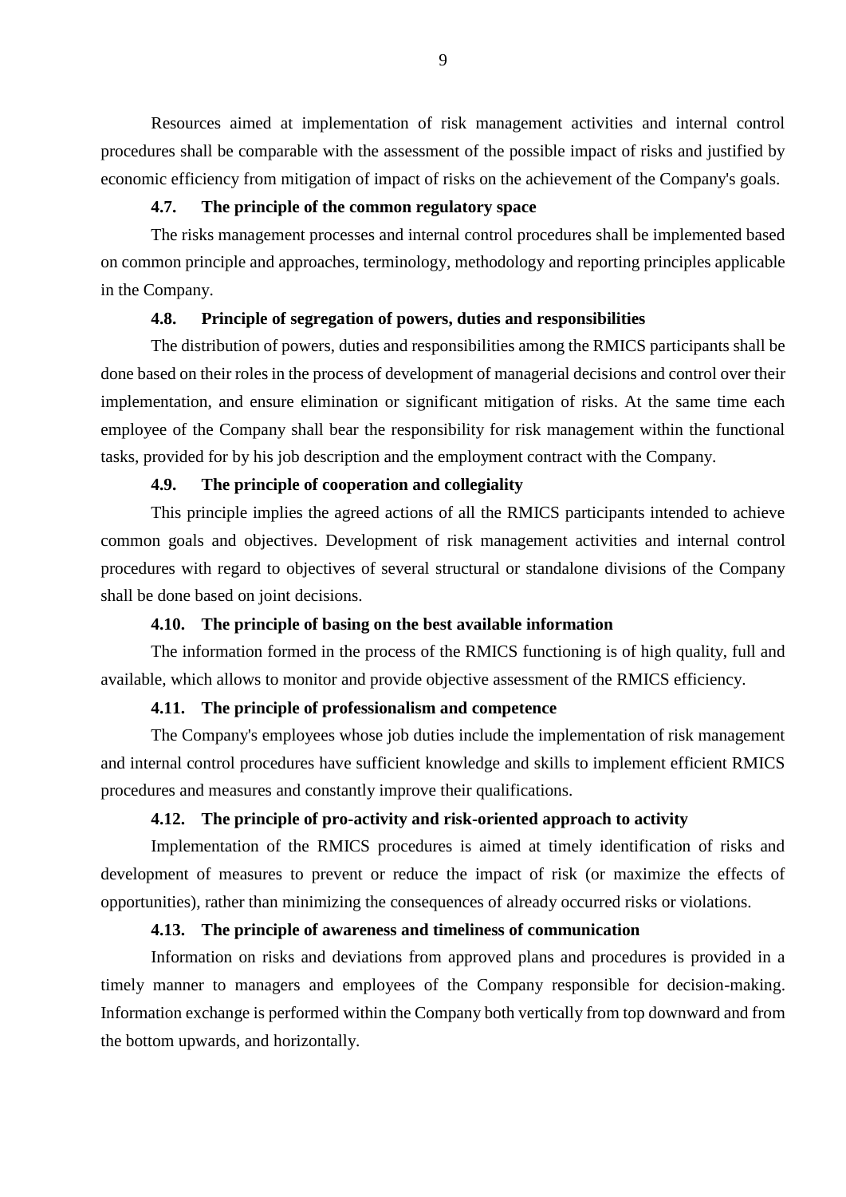Resources aimed at implementation of risk management activities and internal control procedures shall be comparable with the assessment of the possible impact of risks and justified by economic efficiency from mitigation of impact of risks on the achievement of the Company's goals.

### 4.7. The principle of the common regulatory space

The risks management processes and internal control procedures shall be implemented based on common principle and approaches, terminology, methodology and reporting principles applicable in the Company.

### 4.8. Principle of segregation of powers, duties and responsibilities

The distribution of powers, duties and responsibilities among the RMICS participants shall be done based on their roles in the process of development of managerial decisions and control over their implementation, and ensure elimination or significant mitigation of risks. At the same time each employee of the Company shall bear the responsibility for risk management within the functional tasks, provided for by his job description and the employment contract with the Company.

### 4.9. The principle of cooperation and collegiality

This principle implies the agreed actions of all the RMICS participants intended to achieve common goals and objectives. Development of risk management activities and internal control procedures with regard to objectives of several structural or standalone divisions of the Company shall be done based on joint decisions.

### 4.10. The principle of basing on the best available information

The information formed in the process of the RMICS functioning is of high quality, full and available, which allows to monitor and provide objective assessment of the RMICS efficiency.

### 4.11. The principle of professionalism and competence

The Company's employees whose job duties include the implementation of risk management and internal control procedures have sufficient knowledge and skills to implement efficient RMICS procedures and measures and constantly improve their qualifications.

### 4.12. The principle of pro-activity and risk-oriented approach to activity

Implementation of the RMICS procedures is aimed at timely identification of risks and development of measures to prevent or reduce the impact of risk (or maximize the effects of opportunities), rather than minimizing the consequences of already occurred risks or violations.

### 4.13. The principle of awareness and timeliness of communication

Information on risks and deviations from approved plans and procedures is provided in a timely manner to managers and employees of the Company responsible for decision-making. Information exchange is performed within the Company both vertically from top downward and from the bottom upwards, and horizontally.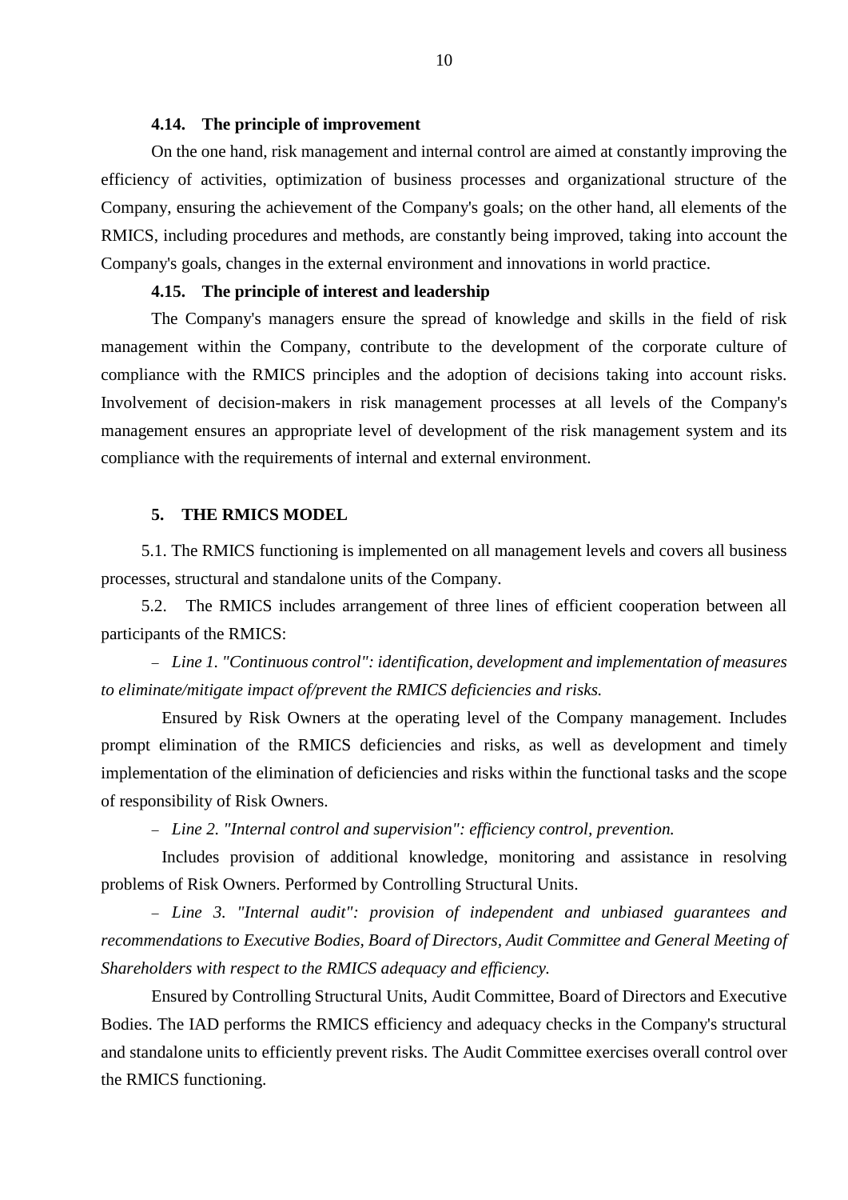### 4.14. The principle of improvement

On the one hand, risk management and internal control are aimed at constantly improving the efficiency of activities, optimization of business processes and organizational structure of the Company, ensuring the achievement of the Company's goals; on the other hand, all elements of the RMICS, including procedures and methods, are constantly being improved, taking into account the Company's goals, changes in the external environment and innovations in world practice.

### 4.15. The principle of interest and leadership

The Company's managers ensure the spread of knowledge and skills in the field of risk management within the Company, contribute to the development of the corporate culture of compliance with the RMICS principles and the adoption of decisions taking into account risks. Involvement of decision-makers in risk management processes at all levels of the Company's management ensures an appropriate level of development of the risk management system and its compliance with the requirements of internal and external environment.

## 5. THE RMICS MODEL

5.1. The RMICS functioning is implemented on all management levels and covers all business processes, structural and standalone units of the Company.

5.2. The RMICS includes arrangement of three lines of efficient cooperation between all participants of the RMICS:

– *Line 1. "Continuous control": identification, development and implementation of measures to eliminate/mitigate impact of/prevent the RMICS deficiencies and risks.*

Ensured by Risk Owners at the operating level of the Company management. Includes prompt elimination of the RMICS deficiencies and risks, as well as development and timely implementation of the elimination of deficiencies and risks within the functional tasks and the scope of responsibility of Risk Owners.

– *Line 2. "Internal control and supervision": efficiency control, prevention.*

Includes provision of additional knowledge, monitoring and assistance in resolving problems of Risk Owners. Performed by Controlling Structural Units.

– *Line 3. "Internal audit": provision of independent and unbiased guarantees and recommendations to Executive Bodies, Board of Directors, Audit Committee and General Meeting of Shareholders with respect to the RMICS adequacy and efficiency.*

Ensured by Controlling Structural Units, Audit Committee, Board of Directors and Executive Bodies. The IAD performs the RMICS efficiency and adequacy checks in the Company's structural and standalone units to efficiently prevent risks. The Audit Committee exercises overall control over the RMICS functioning.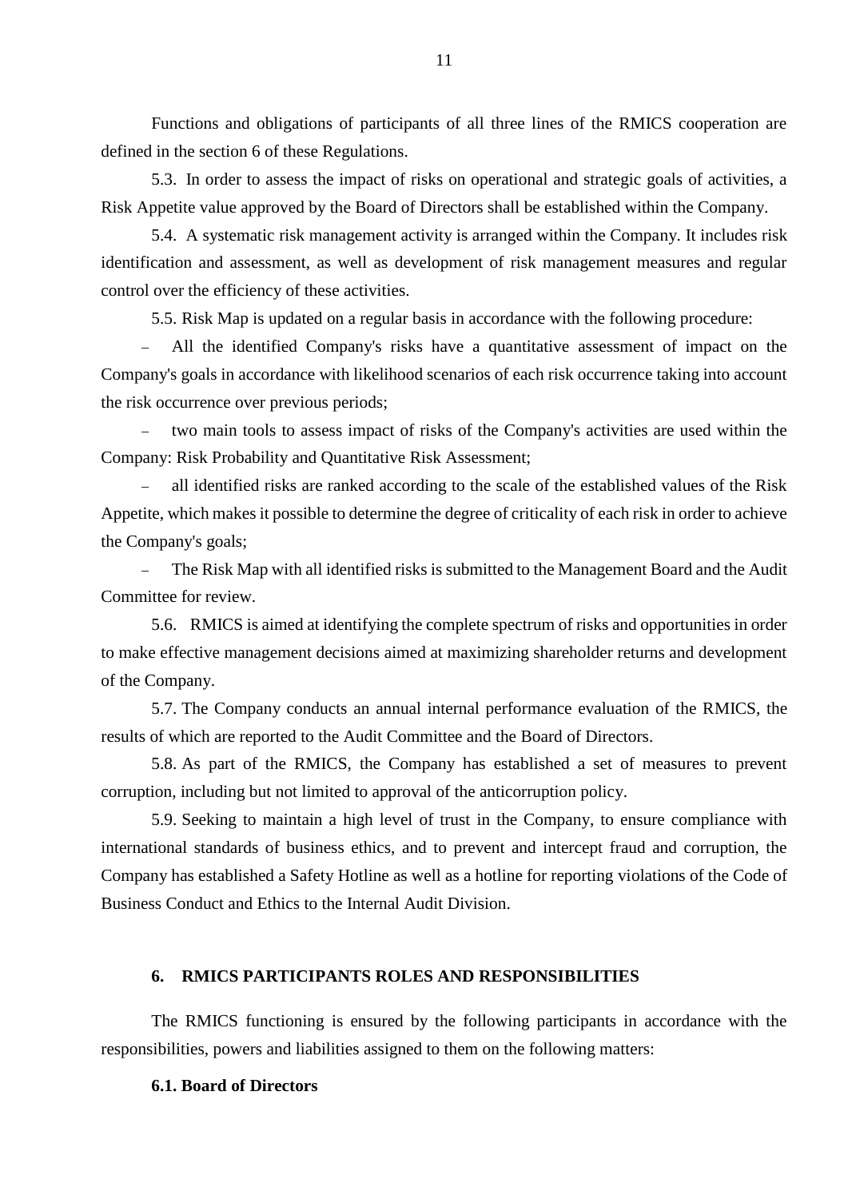Functions and obligations of participants of all three lines of the RMICS cooperation are defined in the section 6 of these Regulations.

5.3. In order to assess the impact of risks on operational and strategic goals of activities, a Risk Appetite value approved by the Board of Directors shall be established within the Company.

5.4. A systematic risk management activity is arranged within the Company. It includes risk identification and assessment, as well as development of risk management measures and regular control over the efficiency of these activities.

5.5. Risk Map is updated on a regular basis in accordance with the following procedure:

- All the identified Company's risks have a quantitative assessment of impact on the Company's goals in accordance with likelihood scenarios of each risk occurrence taking into account the risk occurrence over previous periods;
- two main tools to assess impact of risks of the Company's activities are used within the Company: Risk Probability and Quantitative Risk Assessment;
- all identified risks are ranked according to the scale of the established values of the Risk Appetite, which makes it possible to determine the degree of criticality of each risk in order to achieve the Company's goals;
- The Risk Map with all identified risks is submitted to the Management Board and the Audit Committee for review.

5.6. RMICS is aimed at identifying the complete spectrum of risks and opportunities in order to make effective management decisions aimed at maximizing shareholder returns and development of the Company.

5.7. The Company conducts an annual internal performance evaluation of the RMICS, the results of which are reported to the Audit Committee and the Board of Directors.

5.8. As part of the RMICS, the Company has established a set of measures to prevent corruption, including but not limited to approval of the anticorruption policy.

5.9. Seeking to maintain a high level of trust in the Company, to ensure compliance with international standards of business ethics, and to prevent and intercept fraud and corruption, the Company has established a Safety Hotline as well as a hotline for reporting violations of the Code of Business Conduct and Ethics to the Internal Audit Division.

## 6. RMICS PARTICIPANTS ROLES AND RESPONSIBILITIES

The RMICS functioning is ensured by the following participants in accordance with the responsibilities, powers and liabilities assigned to them on the following matters:

### 6.1. Board of Directors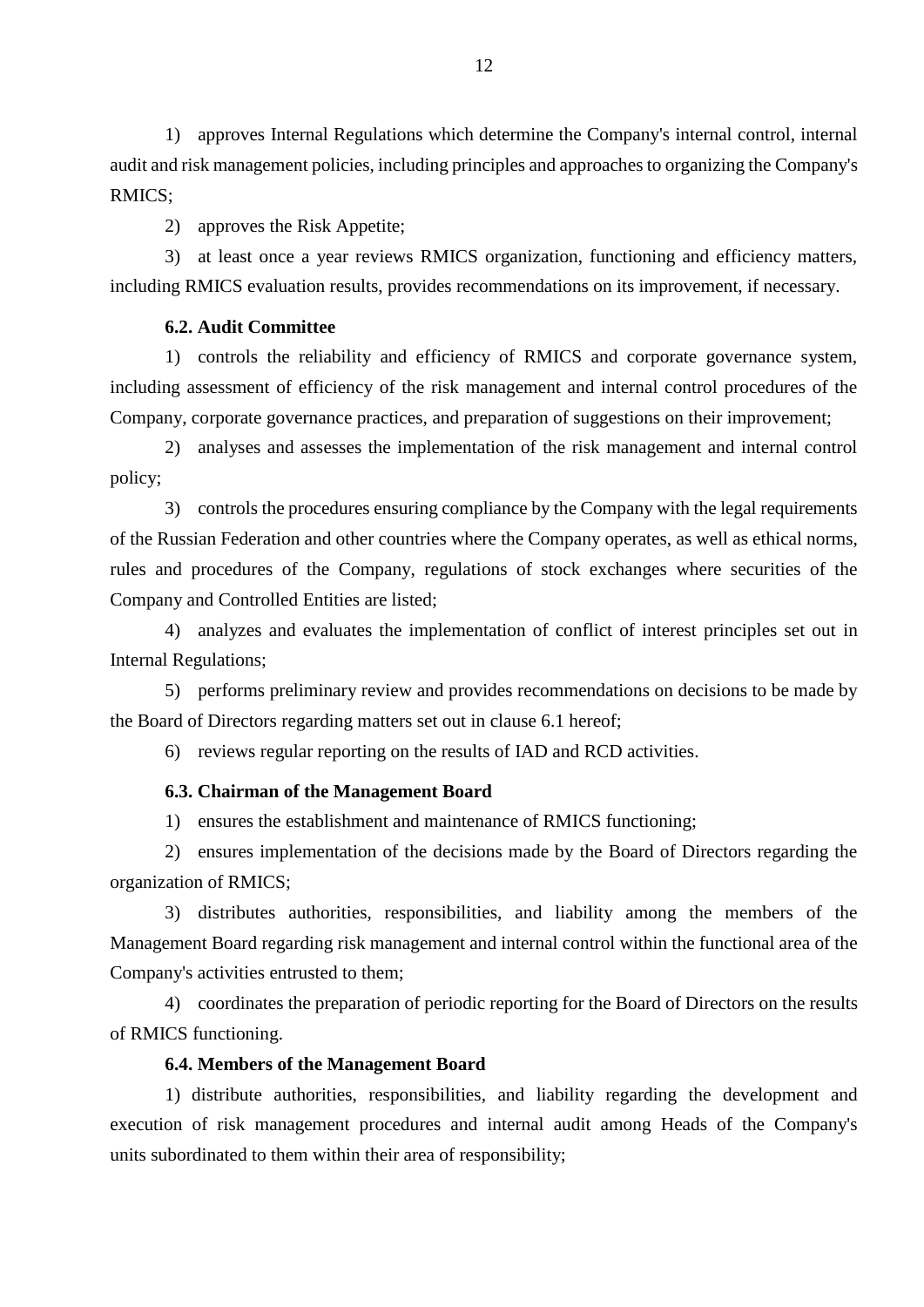1) approves Internal Regulations which determine the Company's internal control, internal audit and risk management policies, including principles and approaches to organizing the Company's RMICS;

2) approves the Risk Appetite;

3) at least once a year reviews RMICS organization, functioning and efficiency matters, including RMICS evaluation results, provides recommendations on its improvement, if necessary.

**6.2. Audit Committee**

1) controls the reliability and efficiency of RMICS and corporate governance system, including assessment of efficiency of the risk management and internal control procedures of the Company, corporate governance practices, and preparation of suggestions on their improvement;

2) analyses and assesses the implementation of the risk management and internal control policy;

3) controls the procedures ensuring compliance by the Company with the legal requirements of the Russian Federation and other countries where the Company operates, as well as ethical norms, rules and procedures of the Company, regulations of stock exchanges where securities of the Company and Controlled Entities are listed;

4) analyzes and evaluates the implementation of conflict of interest principles set out in Internal Regulations;

5) performs preliminary review and provides recommendations on decisions to be made by the Board of Directors regarding matters set out in clause 6.1 hereof;

6) reviews regular reporting on the results of IAD and RCD activities.

**6.3. Chairman of the Management Board**

1) ensures the establishment and maintenance of RMICS functioning;

2) ensures implementation of the decisions made by the Board of Directors regarding the organization of RMICS;

3) distributes authorities, responsibilities, and liability among the members of the Management Board regarding risk management and internal control within the functional area of the Company's activities entrusted to them;

4) coordinates the preparation of periodic reporting for the Board of Directors on the results of RMICS functioning.

**6.4. Members of the Management Board**

1) distribute authorities, responsibilities, and liability regarding the development and execution of risk management procedures and internal audit among Heads of the Company's units subordinated to them within their area of responsibility;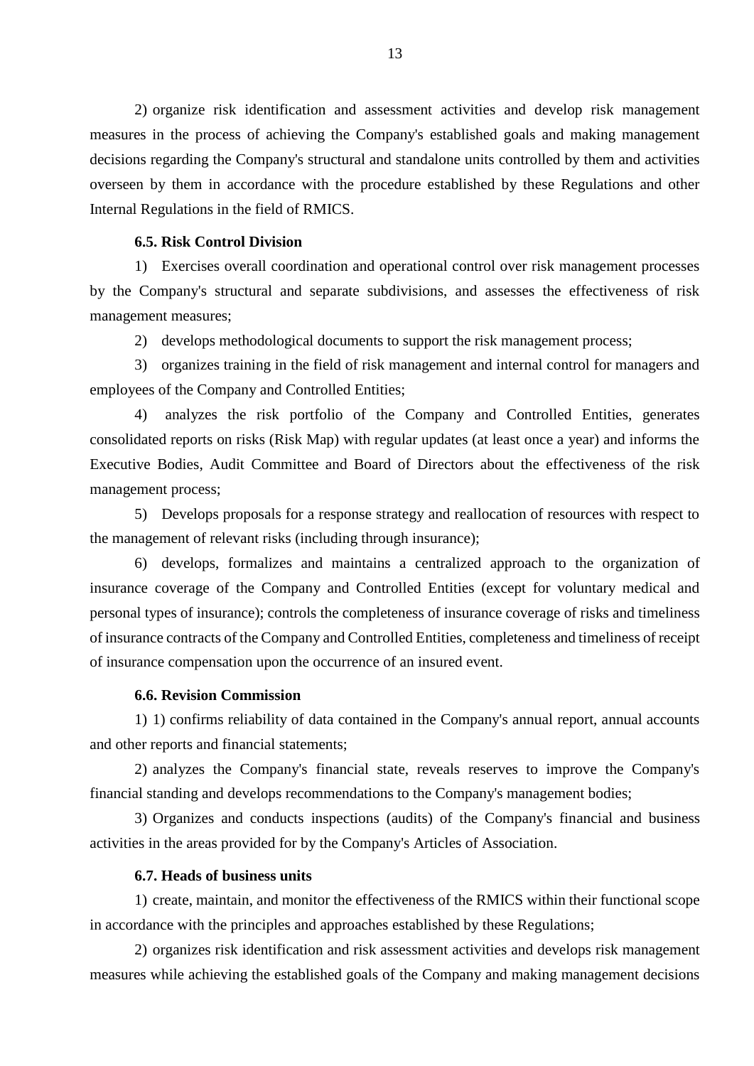2) organize risk identification and assessment activities and develop risk management measures in the process of achieving the Company's established goals and making management decisions regarding the Company's structural and standalone units controlled by them and activities overseen by them in accordance with the procedure established by these Regulations and other Internal Regulations in the field of RMICS.

**6.5. Risk Control Division**

1) Exercises overall coordination and operational control over risk management processes by the Company's structural and separate subdivisions, and assesses the effectiveness of risk management measures;

2) develops methodological documents to support the risk management process;

3) organizes training in the field of risk management and internal control for managers and employees of the Company and Controlled Entities;

4) analyzes the risk portfolio of the Company and Controlled Entities, generates consolidated reports on risks (Risk Map) with regular updates (at least once a year) and informs the Executive Bodies, Audit Committee and Board of Directors about the effectiveness of the risk management process;

5) Develops proposals for a response strategy and reallocation of resources with respect to the management of relevant risks (including through insurance);

6) develops, formalizes and maintains a centralized approach to the organization of insurance coverage of the Company and Controlled Entities (except for voluntary medical and personal types of insurance); controls the completeness of insurance coverage of risks and timeliness of insurance contracts of the Company and Controlled Entities, completeness and timeliness of receipt of insurance compensation upon the occurrence of an insured event.

**6.6. Revision Commission**

1) 1) confirms reliability of data contained in the Company's annual report, annual accounts and other reports and financial statements;

2) analyzes the Company's financial state, reveals reserves to improve the Company's financial standing and develops recommendations to the Company's management bodies;

3) Organizes and conducts inspections (audits) of the Company's financial and business activities in the areas provided for by the Company's Articles of Association.

**6.7. Heads of business units**

1) create, maintain, and monitor the effectiveness of the RMICS within their functional scope in accordance with the principles and approaches established by these Regulations;

2) organizes risk identification and risk assessment activities and develops risk management measures while achieving the established goals of the Company and making management decisions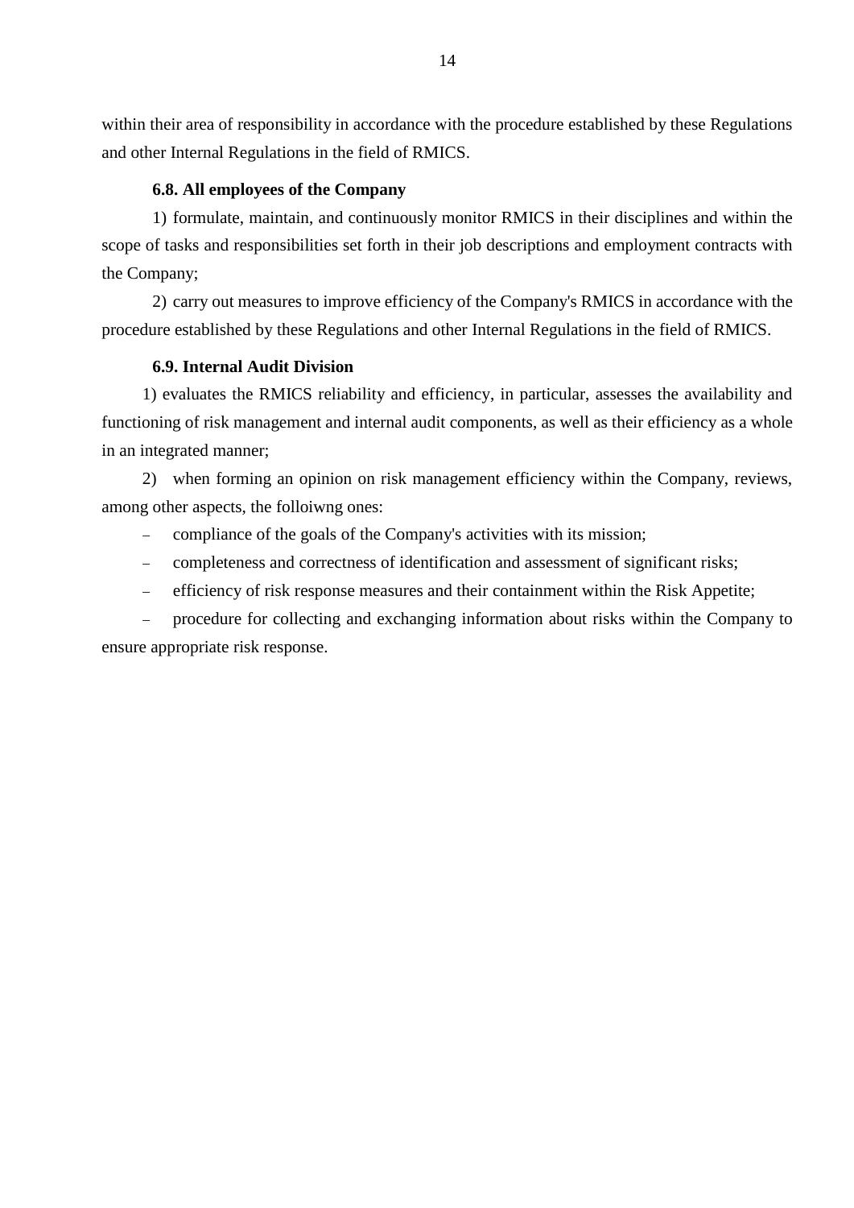within their area of responsibility in accordance with the procedure established by these Regulations and other Internal Regulations in the field of RMICS.

**6.8. All employees of the Company**

1) formulate, maintain, and continuously monitor RMICS in their disciplines and within the scope of tasks and responsibilities set forth in their job descriptions and employment contracts with the Company;

2) carry out measures to improve efficiency of the Company's RMICS in accordance with the procedure established by these Regulations and other Internal Regulations in the field of RMICS.

**6.9. Internal Audit Division**

1) evaluates the RMICS reliability and efficiency, in particular, assesses the availability and functioning of risk management and internal audit components, as well as their efficiency as a whole in an integrated manner;

2) when forming an opinion on risk management efficiency within the Company, reviews, among other aspects, the folloiwng ones:

- compliance of the goals of the Company's activities with its mission;
- completeness and correctness of identification and assessment of significant risks;
- efficiency of risk response measures and their containment within the Risk Appetite;
- procedure for collecting and exchanging information about risks within the Company to ensure appropriate risk response.